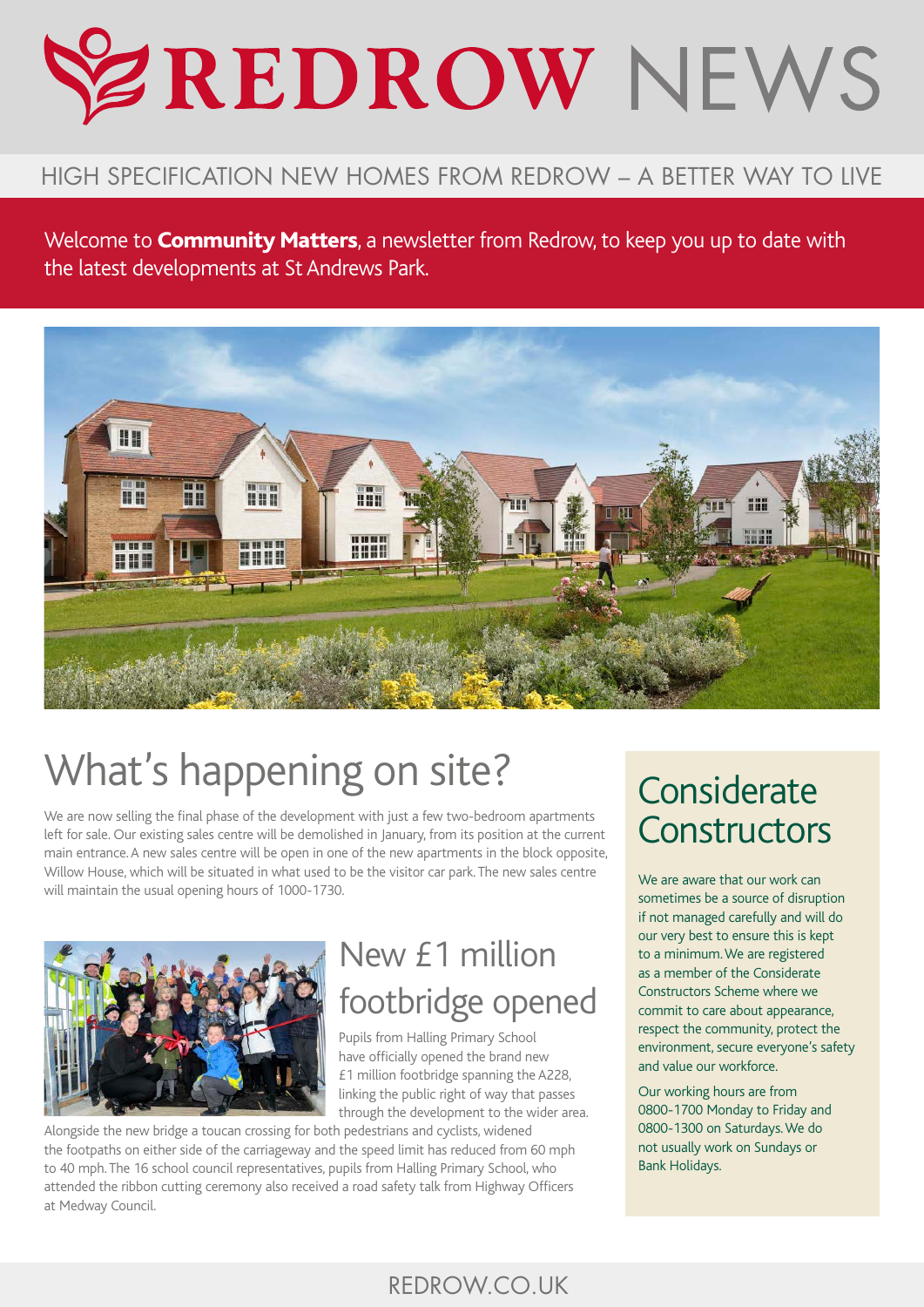# REDROW NEWS

HIGH SPECIFICATION NEW HOMES FROM REDROW – A BETTER WAY TO LIVE

Welcome to **Community Matters**, a newsletter from Redrow, to keep you up to date with the latest developments at St Andrews Park.

## What's happening on site?

We are now selling the final phase of the development with just a few two-bedroom apartments left for sale. Our existing sales centre will be demolished in January, from its position at the current main entrance. A new sales centre will be open in one of the new apartments in the block opposite, Willow House, which will be situated in what used to be the visitor car park. The new sales centre will maintain the usual opening hours of 1000-1730.

## New £1 million footbridge opened

Pupils from Halling Primary School have officially opened the brand new £1 million footbridge spanning the A228, linking the public right of way that passes through the development to the wider area. Alongside the new bridge a toucan crossing for both pedestrians and cyclists, widened the footpaths on either side of the carriageway and the speed limit has reduced from 60 mph to 40 mph. The 16 school council representatives, pupils from Halling Primary School, who attended the ribbon cutting ceremony also received a road safety talk from Highway Officers at Medway Council.

## Considerate Constructors

We are aware that our work can sometimes be a source of disruption if not managed carefully and will do our very best to ensure this is kept to a minimum. We are registered as a member of the Considerate Constructors Scheme where we commit to care about appearance, respect the community, protect the environment, secure everyone's safety and value our workforce.

Our working hours are from 0800-1700 Monday to Friday and 0800-1300 on Saturdays. We do not usually work on Sundays or Bank Holidays.

REDROW.CO.UK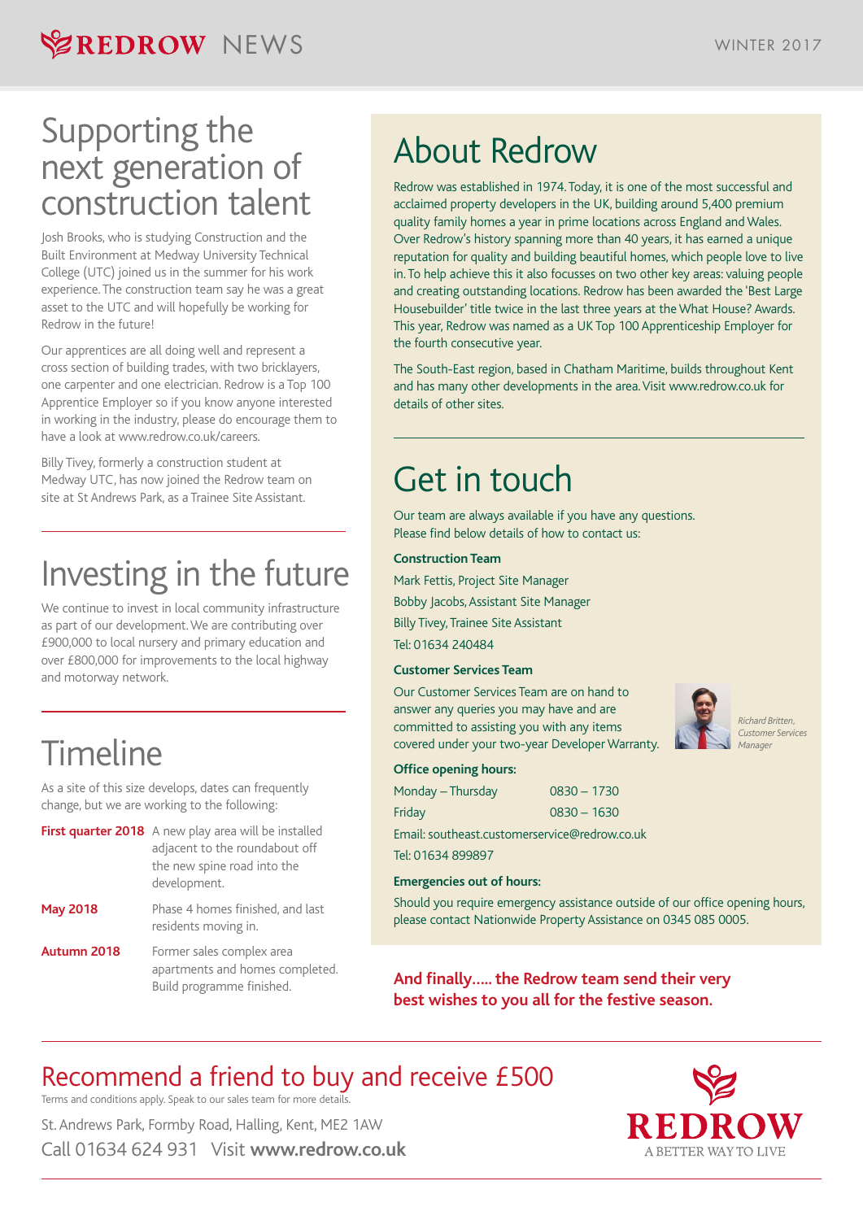# Supporting the next generation of construction talent

Josh Brooks, who is studying Construction and the Built Environment at Medway University Technical College (UTC) joined us in the summer for his work experience. The construction team say he was a great asset to the UTC and will hopefully be working for Redrow in the future!

Our apprentices are all doing well and represent a cross section of building trades, with two bricklayers, one carpenter and one electrician. Redrow is a Top 100 Apprentice Employer so if you know anyone interested in working in the industry, please do encourage them to have a look at www.redrow.co.uk/careers.

Billy Tivey, formerly a construction student at Medway UTC, has now joined the Redrow team on site at St Andrews Park, as a Trainee Site Assistant.

# Investing in the future

We continue to invest in local community infrastructure as part of our development. We are contributing over £900,000 to local nursery and primary education and over £800,000 for improvements to the local highway and motorway network.

# Timeline

As a site of this size develops, dates can frequently change, but we are working to the following:

**First quarter 2018** A new play area will be installed adjacent to the roundabout off the new spine road into the development.

**May 2018** Phase 4 homes finished, and last residents moving in.

**Autumn 2018** Former sales complex area apartments and homes completed. Build programme finished.

# About Redrow

Redrow was established in 1974. Today, it is one of the most successful and acclaimed property developers in the UK, building around 5,400 premium quality family homes a year in prime locations across England and Wales. Over Redrow's history spanning more than 40 years, it has earned a unique reputation for quality and building beautiful homes, which people love to live in. To help achieve this it also focusses on two other key areas: valuing people and creating outstanding locations. Redrow has been awarded the 'Best Large Housebuilder' title twice in the last three years at the What House? Awards. This year, Redrow was named as a UK Top 100 Apprenticeship Employer for the fourth consecutive year.

The South-East region, based in Chatham Maritime, builds throughout Kent and has many other developments in the area. Visit www.redrow.co.uk for details of other sites.

# Get in touch

Our team are always available if you have any questions. Please find below details of how to contact us:

**Construction Team**

Mark Fettis, Project Site Manager
Bobby Jacobs, Assistant Site Manager
Billy Tivey, Trainee Site Assistant
Tel: 01634 240484

**Customer Services Team**

Our Customer Services Team are on hand to answer any queries you may have and are committed to assisting you with any items covered under your two-year Developer Warranty.

*Richard Britten, Customer Services Manager*

**Office opening hours:**

| | |
|---|---|
| Monday – Thursday | 0830 – 1730 |
| Friday | 0830 – 1630 |

Email: southeast.customerservice@redrow.co.uk
Tel: 01634 899897

**Emergencies out of hours:**

Should you require emergency assistance outside of our office opening hours, please contact Nationwide Property Assistance on 0345 085 0005.

**And finally..... the Redrow team send their very best wishes to you all for the festive season.**

## Recommend a friend to buy and receive £500

Terms and conditions apply. Speak to our sales team for more details.

St. Andrews Park, Formby Road, Halling, Kent, ME2 1AW
Call 01634 624 931 Visit **www.redrow.co.uk**

REDROW
A BETTER WAY TO LIVE